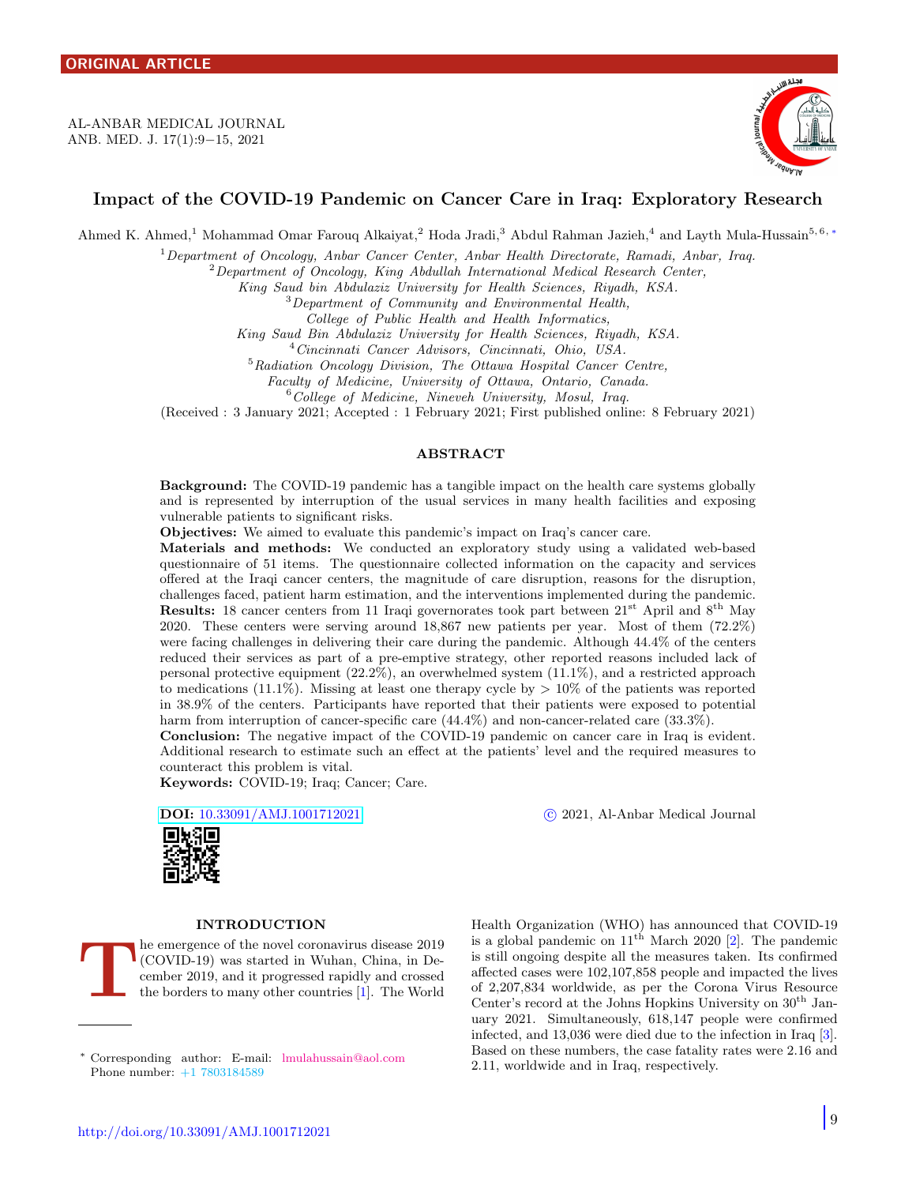ORIGINAL ARTICLE

# Impact of the COVID-19 Pandemic on Cancer Care in Iraq: Exploratory Research

Ahmed K. Ahmed,[1] Mohammad Omar Farouq Alkaiyat,[2] Hoda Jradi,[3] Abdul Rahman Jazieh,[4] and Layth Mula-Hussain[5,6,*]

[1] *Department of Oncology, Anbar Cancer Center, Anbar Health Directorate, Ramadi, Anbar, Iraq.*
[2] *Department of Oncology, King Abdullah International Medical Research Center, King Saud bin Abdulaziz University for Health Sciences, Riyadh, KSA.*
[3] *Department of Community and Environmental Health, College of Public Health and Health Informatics, King Saud Bin Abdulaziz University for Health Sciences, Riyadh, KSA.*
[4] *Cincinnati Cancer Advisors, Cincinnati, Ohio, USA.*
[5] *Radiation Oncology Division, The Ottawa Hospital Cancer Centre, Faculty of Medicine, University of Ottawa, Ontario, Canada.*
[6] *College of Medicine, Nineveh University, Mosul, Iraq.*

(Received : 3 January 2021; Accepted : 1 February 2021; First published online: 8 February 2021)

## ABSTRACT

**Background:** The COVID-19 pandemic has a tangible impact on the health care systems globally and is represented by interruption of the usual services in many health facilities and exposing vulnerable patients to significant risks.

**Objectives:** We aimed to evaluate this pandemic's impact on Iraq's cancer care.

**Materials and methods:** We conducted an exploratory study using a validated web-based questionnaire of 51 items. The questionnaire collected information on the capacity and services offered at the Iraqi cancer centers, the magnitude of care disruption, reasons for the disruption, challenges faced, patient harm estimation, and the interventions implemented during the pandemic.

**Results:** 18 cancer centers from 11 Iraqi governorates took part between 21st April and 8th May 2020. These centers were serving around 18,867 new patients per year. Most of them (72.2%) were facing challenges in delivering their care during the pandemic. Although 44.4% of the centers reduced their services as part of a pre-emptive strategy, other reported reasons included lack of personal protective equipment (22.2%), an overwhelmed system (11.1%), and a restricted approach to medications (11.1%). Missing at least one therapy cycle by > 10% of the patients was reported in 38.9% of the centers. Participants have reported that their patients were exposed to potential harm from interruption of cancer-specific care (44.4%) and non-cancer-related care (33.3%).

**Conclusion:** The negative impact of the COVID-19 pandemic on cancer care in Iraq is evident. Additional research to estimate such an effect at the patients' level and the required measures to counteract this problem is vital.

**Keywords:** COVID-19; Iraq; Cancer; Care.

**DOI:** 10.33091/AMJ.1001712021

© 2021, Al-Anbar Medical Journal

## INTRODUCTION

The emergence of the novel coronavirus disease 2019 (COVID-19) was started in Wuhan, China, in December 2019, and it progressed rapidly and crossed the borders to many other countries [1]. The World Health Organization (WHO) has announced that COVID-19 is a global pandemic on 11th March 2020 [2]. The pandemic is still ongoing despite all the measures taken. Its confirmed affected cases were 102,107,858 people and impacted the lives of 2,207,834 worldwide, as per the Corona Virus Resource Center's record at the Johns Hopkins University on 30th January 2021. Simultaneously, 618,147 people were confirmed infected, and 13,036 were died due to the infection in Iraq [3]. Based on these numbers, the case fatality rates were 2.16 and 2.11, worldwide and in Iraq, respectively.

---

* Corresponding author: E-mail: lmulahussain@aol.com
Phone number: +1 7803184589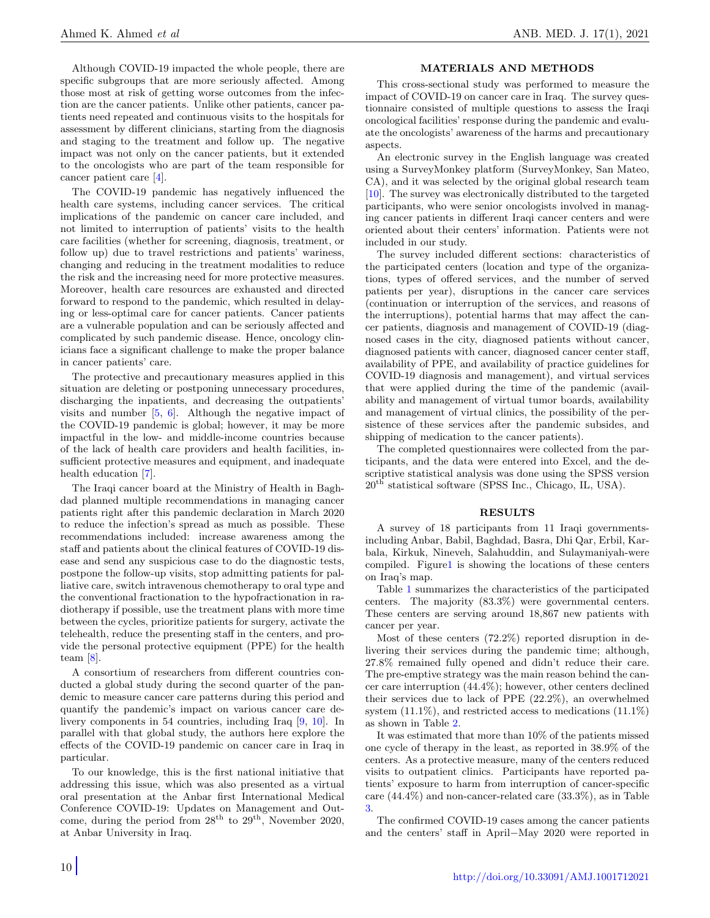Although COVID-19 impacted the whole people, there are specific subgroups that are more seriously affected. Among those most at risk of getting worse outcomes from the infection are the cancer patients. Unlike other patients, cancer patients need repeated and continuous visits to the hospitals for assessment by different clinicians, starting from the diagnosis and staging to the treatment and follow up. The negative impact was not only on the cancer patients, but it extended to the oncologists who are part of the team responsible for cancer patient care [4].

The COVID-19 pandemic has negatively influenced the health care systems, including cancer services. The critical implications of the pandemic on cancer care included, and not limited to interruption of patients' visits to the health care facilities (whether for screening, diagnosis, treatment, or follow up) due to travel restrictions and patients' wariness, changing and reducing in the treatment modalities to reduce the risk and the increasing need for more protective measures. Moreover, health care resources are exhausted and directed forward to respond to the pandemic, which resulted in delaying or less-optimal care for cancer patients. Cancer patients are a vulnerable population and can be seriously affected and complicated by such pandemic disease. Hence, oncology clinicians face a significant challenge to make the proper balance in cancer patients' care.

The protective and precautionary measures applied in this situation are deleting or postponing unnecessary procedures, discharging the inpatients, and decreasing the outpatients' visits and number [5, 6]. Although the negative impact of the COVID-19 pandemic is global; however, it may be more impactful in the low- and middle-income countries because of the lack of health care providers and health facilities, insufficient protective measures and equipment, and inadequate health education [7].

The Iraqi cancer board at the Ministry of Health in Baghdad planned multiple recommendations in managing cancer patients right after this pandemic declaration in March 2020 to reduce the infection's spread as much as possible. These recommendations included: increase awareness among the staff and patients about the clinical features of COVID-19 disease and send any suspicious case to do the diagnostic tests, postpone the follow-up visits, stop admitting patients for palliative care, switch intravenous chemotherapy to oral type and the conventional fractionation to the hypofractionation in radiotherapy if possible, use the treatment plans with more time between the cycles, prioritize patients for surgery, activate the telehealth, reduce the presenting staff in the centers, and provide the personal protective equipment (PPE) for the health team [8].

A consortium of researchers from different countries conducted a global study during the second quarter of the pandemic to measure cancer care patterns during this period and quantify the pandemic's impact on various cancer care delivery components in 54 countries, including Iraq [9, 10]. In parallel with that global study, the authors here explore the effects of the COVID-19 pandemic on cancer care in Iraq in particular.

To our knowledge, this is the first national initiative that addressing this issue, which was also presented as a virtual oral presentation at the Anbar first International Medical Conference COVID-19: Updates on Management and Outcome, during the period from 28th to 29th, November 2020, at Anbar University in Iraq.

## MATERIALS AND METHODS

This cross-sectional study was performed to measure the impact of COVID-19 on cancer care in Iraq. The survey questionnaire consisted of multiple questions to assess the Iraqi oncological facilities' response during the pandemic and evaluate the oncologists' awareness of the harms and precautionary aspects.

An electronic survey in the English language was created using a SurveyMonkey platform (SurveyMonkey, San Mateo, CA), and it was selected by the original global research team [10]. The survey was electronically distributed to the targeted participants, who were senior oncologists involved in managing cancer patients in different Iraqi cancer centers and were oriented about their centers' information. Patients were not included in our study.

The survey included different sections: characteristics of the participated centers (location and type of the organizations, types of offered services, and the number of served patients per year), disruptions in the cancer care services (continuation or interruption of the services, and reasons of the interruptions), potential harms that may affect the cancer patients, diagnosis and management of COVID-19 (diagnosed cases in the city, diagnosed patients without cancer, diagnosed patients with cancer, diagnosed cancer center staff, availability of PPE, and availability of practice guidelines for COVID-19 diagnosis and management), and virtual services that were applied during the time of the pandemic (availability and management of virtual tumor boards, availability and management of virtual clinics, the possibility of the persistence of these services after the pandemic subsides, and shipping of medication to the cancer patients).

The completed questionnaires were collected from the participants, and the data were entered into Excel, and the descriptive statistical analysis was done using the SPSS version 20th statistical software (SPSS Inc., Chicago, IL, USA).

## RESULTS

A survey of 18 participants from 11 Iraqi governments-including Anbar, Babil, Baghdad, Basra, Dhi Qar, Erbil, Karbala, Kirkuk, Nineveh, Salahuddin, and Sulaymaniyah-were compiled. Figure1 is showing the locations of these centers on Iraq's map.

Table 1 summarizes the characteristics of the participated centers. The majority (83.3%) were governmental centers. These centers are serving around 18,867 new patients with cancer per year.

Most of these centers (72.2%) reported disruption in delivering their services during the pandemic time; although, 27.8% remained fully opened and didn't reduce their care. The pre-emptive strategy was the main reason behind the cancer care interruption (44.4%); however, other centers declined their services due to lack of PPE (22.2%), an overwhelmed system (11.1%), and restricted access to medications (11.1%) as shown in Table 2.

It was estimated that more than 10% of the patients missed one cycle of therapy in the least, as reported in 38.9% of the centers. As a protective measure, many of the centers reduced visits to outpatient clinics. Participants have reported patients' exposure to harm from interruption of cancer-specific care (44.4%) and non-cancer-related care (33.3%), as in Table 3.

The confirmed COVID-19 cases among the cancer patients and the centers' staff in April−May 2020 were reported in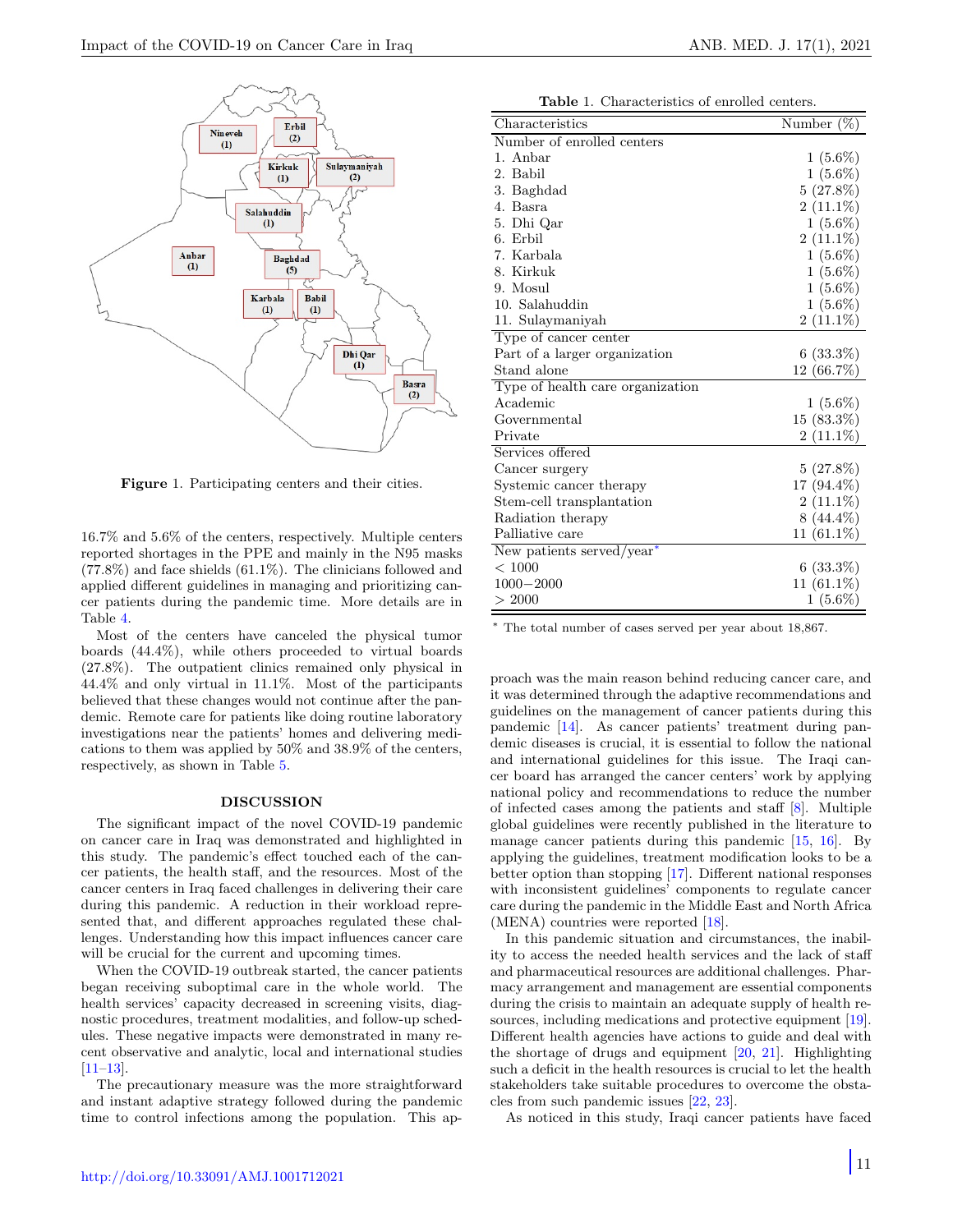Figure 1. Participating centers and their cities.

16.7% and 5.6% of the centers, respectively. Multiple centers reported shortages in the PPE and mainly in the N95 masks (77.8%) and face shields (61.1%). The clinicians followed and applied different guidelines in managing and prioritizing cancer patients during the pandemic time. More details are in Table 4.

Most of the centers have canceled the physical tumor boards (44.4%), while others proceeded to virtual boards (27.8%). The outpatient clinics remained only physical in 44.4% and only virtual in 11.1%. Most of the participants believed that these changes would not continue after the pandemic. Remote care for patients like doing routine laboratory investigations near the patients' homes and delivering medications to them was applied by 50% and 38.9% of the centers, respectively, as shown in Table 5.

**Table 1.** Characteristics of enrolled centers.

| Characteristics | Number (%) |
|---|---|
| Number of enrolled centers | |
| 1. Anbar | 1 (5.6%) |
| 2. Babil | 1 (5.6%) |
| 3. Baghdad | 5 (27.8%) |
| 4. Basra | 2 (11.1%) |
| 5. Dhi Qar | 1 (5.6%) |
| 6. Erbil | 2 (11.1%) |
| 7. Karbala | 1 (5.6%) |
| 8. Kirkuk | 1 (5.6%) |
| 9. Mosul | 1 (5.6%) |
| 10. Salahuddin | 1 (5.6%) |
| 11. Sulaymaniyah | 2 (11.1%) |
| Type of cancer center | |
| Part of a larger organization | 6 (33.3%) |
| Stand alone | 12 (66.7%) |
| Type of health care organization | |
| Academic | 1 (5.6%) |
| Governmental | 15 (83.3%) |
| Private | 2 (11.1%) |
| Services offered | |
| Cancer surgery | 5 (27.8%) |
| Systemic cancer therapy | 17 (94.4%) |
| Stem-cell transplantation | 2 (11.1%) |
| Radiation therapy | 8 (44.4%) |
| Palliative care | 11 (61.1%) |
| New patients served/year* | |
| < 1000 | 6 (33.3%) |
| 1000−2000 | 11 (61.1%) |
| > 2000 | 1 (5.6%) |

* The total number of cases served per year about 18,867.

## DISCUSSION

The significant impact of the novel COVID-19 pandemic on cancer care in Iraq was demonstrated and highlighted in this study. The pandemic's effect touched each of the cancer patients, the health staff, and the resources. Most of the cancer centers in Iraq faced challenges in delivering their care during this pandemic. A reduction in their workload represented that, and different approaches regulated these challenges. Understanding how this impact influences cancer care will be crucial for the current and upcoming times.

When the COVID-19 outbreak started, the cancer patients began receiving suboptimal care in the whole world. The health services' capacity decreased in screening visits, diagnostic procedures, treatment modalities, and follow-up schedules. These negative impacts were demonstrated in many recent observative and analytic, local and international studies [11–13].

The precautionary measure was the more straightforward and instant adaptive strategy followed during the pandemic time to control infections among the population. This approach was the main reason behind reducing cancer care, and it was determined through the adaptive recommendations and guidelines on the management of cancer patients during this pandemic [14]. As cancer patients' treatment during pandemic diseases is crucial, it is essential to follow the national and international guidelines for this issue. The Iraqi cancer board has arranged the cancer centers' work by applying national policy and recommendations to reduce the number of infected cases among the patients and staff [8]. Multiple global guidelines were recently published in the literature to manage cancer patients during this pandemic [15, 16]. By applying the guidelines, treatment modification looks to be a better option than stopping [17]. Different national responses with inconsistent guidelines' components to regulate cancer care during the pandemic in the Middle East and North Africa (MENA) countries were reported [18].

In this pandemic situation and circumstances, the inability to access the needed health services and the lack of staff and pharmaceutical resources are additional challenges. Pharmacy arrangement and management are essential components during the crisis to maintain an adequate supply of health resources, including medications and protective equipment [19]. Different health agencies have actions to guide and deal with the shortage of drugs and equipment [20, 21]. Highlighting such a deficit in the health resources is crucial to let the health stakeholders take suitable procedures to overcome the obstacles from such pandemic issues [22, 23].

As noticed in this study, Iraqi cancer patients have faced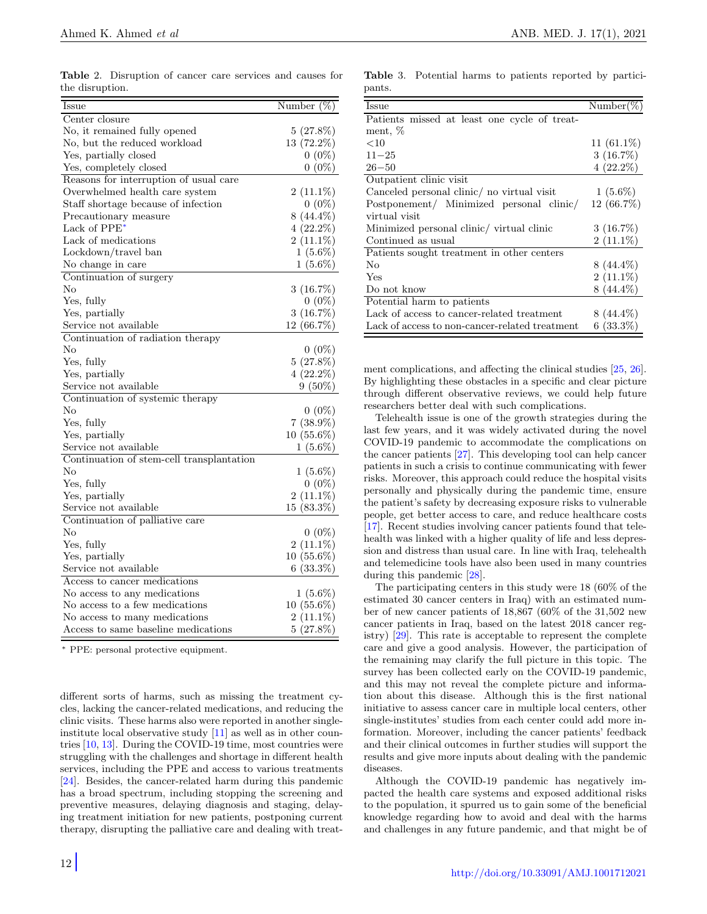**Table** 2. Disruption of cancer care services and causes for the disruption.

| Issue | Number (%) |
|---|---|
| Center closure | |
| No, it remained fully opened | 5 (27.8%) |
| No, but the reduced workload | 13 (72.2%) |
| Yes, partially closed | 0 (0%) |
| Yes, completely closed | 0 (0%) |
| Reasons for interruption of usual care | |
| Overwhelmed health care system | 2 (11.1%) |
| Staff shortage because of infection | 0 (0%) |
| Precautionary measure | 8 (44.4%) |
| Lack of PPE* | 4 (22.2%) |
| Lack of medications | 2 (11.1%) |
| Lockdown/travel ban | 1 (5.6%) |
| No change in care | 1 (5.6%) |
| Continuation of surgery | |
| No | 3 (16.7%) |
| Yes, fully | 0 (0%) |
| Yes, partially | 3 (16.7%) |
| Service not available | 12 (66.7%) |
| Continuation of radiation therapy | |
| No | 0 (0%) |
| Yes, fully | 5 (27.8%) |
| Yes, partially | 4 (22.2%) |
| Service not available | 9 (50%) |
| Continuation of systemic therapy | |
| No | 0 (0%) |
| Yes, fully | 7 (38.9%) |
| Yes, partially | 10 (55.6%) |
| Service not available | 1 (5.6%) |
| Continuation of stem-cell transplantation | |
| No | 1 (5.6%) |
| Yes, fully | 0 (0%) |
| Yes, partially | 2 (11.1%) |
| Service not available | 15 (83.3%) |
| Continuation of palliative care | |
| No | 0 (0%) |
| Yes, fully | 2 (11.1%) |
| Yes, partially | 10 (55.6%) |
| Service not available | 6 (33.3%) |
| Access to cancer medications | |
| No access to any medications | 1 (5.6%) |
| No access to a few medications | 10 (55.6%) |
| No access to many medications | 2 (11.1%) |
| Access to same baseline medications | 5 (27.8%) |

* PPE: personal protective equipment.

different sorts of harms, such as missing the treatment cycles, lacking the cancer-related medications, and reducing the clinic visits. These harms also were reported in another single-institute local observative study [11] as well as in other countries [10, 13]. During the COVID-19 time, most countries were struggling with the challenges and shortage in different health services, including the PPE and access to various treatments [24]. Besides, the cancer-related harm during this pandemic has a broad spectrum, including stopping the screening and preventive measures, delaying diagnosis and staging, delaying treatment initiation for new patients, postponing current therapy, disrupting the palliative care and dealing with treatment complications, and affecting the clinical studies [25, 26]. By highlighting these obstacles in a specific and clear picture through different observative reviews, we could help future researchers better deal with such complications.

**Table** 3. Potential harms to patients reported by participants.

| Issue | Number(%) |
|---|---|
| Patients missed at least one cycle of treatment, % | |
| <10 | 11 (61.1%) |
| 11−25 | 3 (16.7%) |
| 26−50 | 4 (22.2%) |
| Outpatient clinic visit | |
| Canceled personal clinic/ no virtual visit | 1 (5.6%) |
| Postponement/ Minimized personal clinic/ virtual visit | 12 (66.7%) |
| Minimized personal clinic/ virtual clinic | 3 (16.7%) |
| Continued as usual | 2 (11.1%) |
| Patients sought treatment in other centers | |
| No | 8 (44.4%) |
| Yes | 2 (11.1%) |
| Do not know | 8 (44.4%) |
| Potential harm to patients | |
| Lack of access to cancer-related treatment | 8 (44.4%) |
| Lack of access to non-cancer-related treatment | 6 (33.3%) |

Telehealth issue is one of the growth strategies during the last few years, and it was widely activated during the novel COVID-19 pandemic to accommodate the complications on the cancer patients [27]. This developing tool can help cancer patients in such a crisis to continue communicating with fewer risks. Moreover, this approach could reduce the hospital visits personally and physically during the pandemic time, ensure the patient's safety by decreasing exposure risks to vulnerable people, get better access to care, and reduce healthcare costs [17]. Recent studies involving cancer patients found that telehealth was linked with a higher quality of life and less depression and distress than usual care. In line with Iraq, telehealth and telemedicine tools have also been used in many countries during this pandemic [28].

The participating centers in this study were 18 (60% of the estimated 30 cancer centers in Iraq) with an estimated number of new cancer patients of 18,867 (60% of the 31,502 new cancer patients in Iraq, based on the latest 2018 cancer registry) [29]. This rate is acceptable to represent the complete care and give a good analysis. However, the participation of the remaining may clarify the full picture in this topic. The survey has been collected early on the COVID-19 pandemic, and this may not reveal the complete picture and information about this disease. Although this is the first national initiative to assess cancer care in multiple local centers, other single-institutes' studies from each center could add more information. Moreover, including the cancer patients' feedback and their clinical outcomes in further studies will support the results and give more inputs about dealing with the pandemic diseases.

Although the COVID-19 pandemic has negatively impacted the health care systems and exposed additional risks to the population, it spurred us to gain some of the beneficial knowledge regarding how to avoid and deal with the harms and challenges in any future pandemic, and that might be of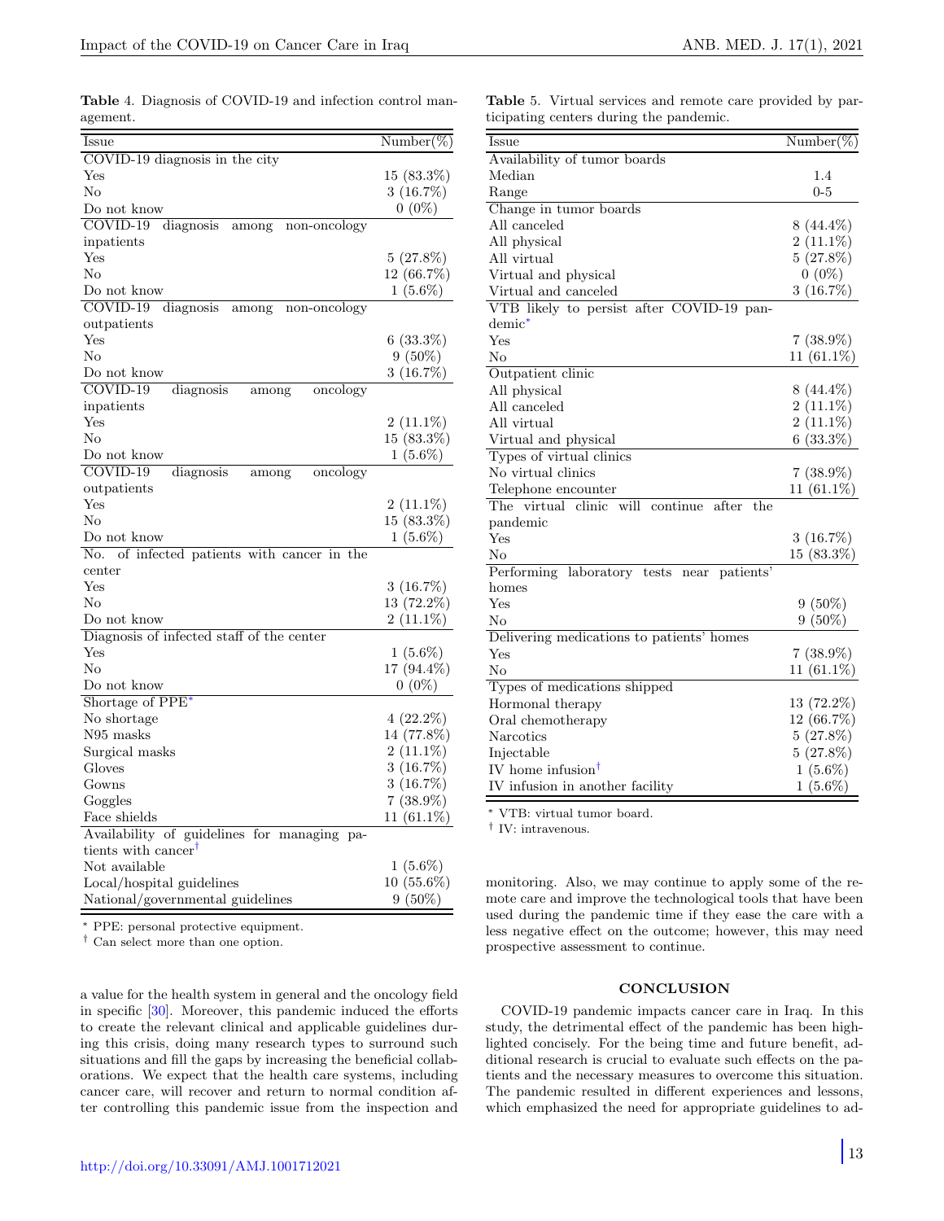**Table 4.** Diagnosis of COVID-19 and infection control management.

| Issue | Number(%) |
|---|---|
| COVID-19 diagnosis in the city | |
| Yes | 15 (83.3%) |
| No | 3 (16.7%) |
| Do not know | 0 (0%) |
| COVID-19 diagnosis among non-oncology inpatients | |
| Yes | 5 (27.8%) |
| No | 12 (66.7%) |
| Do not know | 1 (5.6%) |
| COVID-19 diagnosis among non-oncology outpatients | |
| Yes | 6 (33.3%) |
| No | 9 (50%) |
| Do not know | 3 (16.7%) |
| COVID-19 diagnosis among oncology inpatients | |
| Yes | 2 (11.1%) |
| No | 15 (83.3%) |
| Do not know | 1 (5.6%) |
| COVID-19 diagnosis among oncology outpatients | |
| Yes | 2 (11.1%) |
| No | 15 (83.3%) |
| Do not know | 1 (5.6%) |
| No. of infected patients with cancer in the center | |
| Yes | 3 (16.7%) |
| No | 13 (72.2%) |
| Do not know | 2 (11.1%) |
| Diagnosis of infected staff of the center | |
| Yes | 1 (5.6%) |
| No | 17 (94.4%) |
| Do not know | 0 (0%) |
| Shortage of PPE* | |
| No shortage | 4 (22.2%) |
| N95 masks | 14 (77.8%) |
| Surgical masks | 2 (11.1%) |
| Gloves | 3 (16.7%) |
| Gowns | 3 (16.7%) |
| Goggles | 7 (38.9%) |
| Face shields | 11 (61.1%) |
| Availability of guidelines for managing patients with cancer† | |
| Not available | 1 (5.6%) |
| Local/hospital guidelines | 10 (55.6%) |
| National/governmental guidelines | 9 (50%) |

\* PPE: personal protective equipment.
† Can select more than one option.

a value for the health system in general and the oncology field in specific [30]. Moreover, this pandemic induced the efforts to create the relevant clinical and applicable guidelines during this crisis, doing many research types to surround such situations and fill the gaps by increasing the beneficial collaborations. We expect that the health care systems, including cancer care, will recover and return to normal condition after controlling this pandemic issue from the inspection and monitoring. Also, we may continue to apply some of the remote care and improve the technological tools that have been used during the pandemic time if they ease the care with a less negative effect on the outcome; however, this may need prospective assessment to continue.

**Table 5.** Virtual services and remote care provided by participating centers during the pandemic.

| Issue | Number(%) |
|---|---|
| Availability of tumor boards | |
| Median | 1.4 |
| Range | 0-5 |
| Change in tumor boards | |
| All canceled | 8 (44.4%) |
| All physical | 2 (11.1%) |
| All virtual | 5 (27.8%) |
| Virtual and physical | 0 (0%) |
| Virtual and canceled | 3 (16.7%) |
| VTB likely to persist after COVID-19 pandemic* | |
| Yes | 7 (38.9%) |
| No | 11 (61.1%) |
| Outpatient clinic | |
| All physical | 8 (44.4%) |
| All canceled | 2 (11.1%) |
| All virtual | 2 (11.1%) |
| Virtual and physical | 6 (33.3%) |
| Types of virtual clinics | |
| No virtual clinics | 7 (38.9%) |
| Telephone encounter | 11 (61.1%) |
| The virtual clinic will continue after the pandemic | |
| Yes | 3 (16.7%) |
| No | 15 (83.3%) |
| Performing laboratory tests near patients' homes | |
| Yes | 9 (50%) |
| No | 9 (50%) |
| Delivering medications to patients' homes | |
| Yes | 7 (38.9%) |
| No | 11 (61.1%) |
| Types of medications shipped | |
| Hormonal therapy | 13 (72.2%) |
| Oral chemotherapy | 12 (66.7%) |
| Narcotics | 5 (27.8%) |
| Injectable | 5 (27.8%) |
| IV home infusion† | 1 (5.6%) |
| IV infusion in another facility | 1 (5.6%) |

\* VTB: virtual tumor board.
† IV: intravenous.

## CONCLUSION

COVID-19 pandemic impacts cancer care in Iraq. In this study, the detrimental effect of the pandemic has been highlighted concisely. For the being time and future benefit, additional research is crucial to evaluate such effects on the patients and the necessary measures to overcome this situation. The pandemic resulted in different experiences and lessons, which emphasized the need for appropriate guidelines to ad-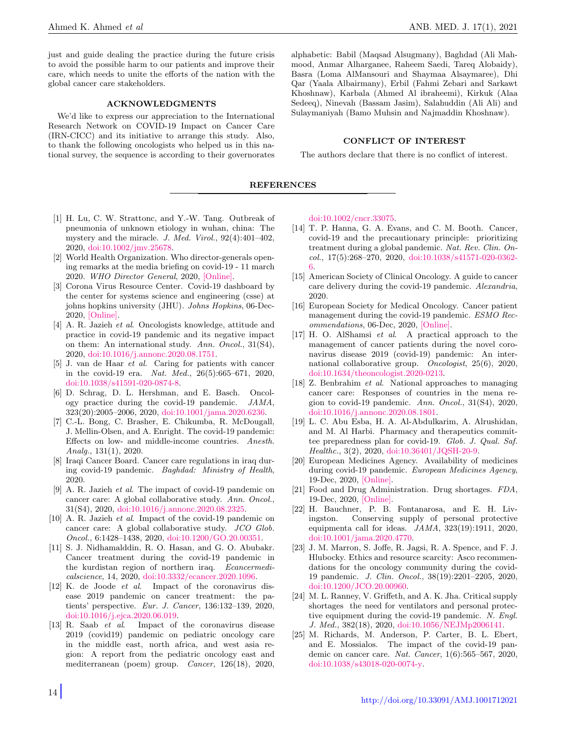just and guide dealing the practice during the future crisis to avoid the possible harm to our patients and improve their care, which needs to unite the efforts of the nation with the global cancer care stakeholders.

## ACKNOWLEDGMENTS

We'd like to express our appreciation to the International Research Network on COVID-19 Impact on Cancer Care (IRN-CICC) and its initiative to arrange this study. Also, to thank the following oncologists who helped us in this national survey, the sequence is according to their governorates alphabetic: Babil (Maqsad Alsugmany), Baghdad (Ali Mahmood, Anmar Alharganee, Raheem Saedi, Tareq Alobaidy), Basra (Loma AlMansouri and Shaymaa Alsaymaree), Dhi Qar (Yaala Albairmany), Erbil (Fahmi Zebari and Sarkawt Khoshnaw), Karbala (Ahmed Al ibraheemi), Kirkuk (Alaa Sedeeq), Ninevah (Bassam Jasim), Salahuddin (Ali Ali) and Sulaymaniyah (Bamo Muhsin and Najmaddin Khoshnaw).

## CONFLICT OF INTEREST

The authors declare that there is no conflict of interest.

## REFERENCES

[1] H. Lu, C. W. Strattonc, and Y.-W. Tang. Outbreak of pneumonia of unknown etiology in wuhan, china: The mystery and the miracle. *J. Med. Virol.*, 92(4):401–402, 2020, doi:10.1002/jmv.25678.

[2] World Health Organization. Who director-generals opening remarks at the media briefing on covid-19 - 11 march 2020. *WHO Director General*, 2020, [Online].

[3] Corona Virus Resource Center. Covid-19 dashboard by the center for systems science and engineering (csse) at johns hopkins university (JHU). *Johns Hopkins*, 06-Dec-2020, [Online].

[4] A. R. Jazieh *et al*. Oncologists knowledge, attitude and practice in covid-19 pandemic and its negative impact on them: An international study. *Ann. Oncol.*, 31(S4), 2020, doi:10.1016/j.annonc.2020.08.1751.

[5] J. van de Haar *et al*. Caring for patients with cancer in the covid-19 era. *Nat. Med.*, 26(5):665–671, 2020, doi:10.1038/s41591-020-0874-8.

[6] D. Schrag, D. L. Hershman, and E. Basch. Oncology practice during the covid-19 pandemic. *JAMA*, 323(20):2005–2006, 2020, doi:10.1001/jama.2020.6236.

[7] C.-L. Bong, C. Brasher, E. Chikumba, R. McDougall, J. Mellin-Olsen, and A. Enright. The covid-19 pandemic: Effects on low- and middle-income countries. *Anesth. Analg.*, 131(1), 2020.

[8] Iraqi Cancer Board. Cancer care regulations in iraq during covid-19 pandemic. *Baghdad: Ministry of Health*, 2020.

[9] A. R. Jazieh *et al*. The impact of covid-19 pandemic on cancer care: A global collaborative study. *Ann. Oncol.*, 31(S4), 2020, doi:10.1016/j.annonc.2020.08.2325.

[10] A. R. Jazieh *et al*. Impact of the covid-19 pandemic on cancer care: A global collaborative study. *JCO Glob. Oncol.*, 6:1428–1438, 2020, doi:10.1200/GO.20.00351.

[11] S. J. Nidhamalddin, R. O. Hasan, and G. O. Abubakr. Cancer treatment during the covid-19 pandemic in the kurdistan region of northern iraq. *Ecancermedicalscience*, 14, 2020, doi:10.3332/ecancer.2020.1096.

[12] K. de Joode *et al*. Impact of the coronavirus disease 2019 pandemic on cancer treatment: the patients' perspective. *Eur. J. Cancer*, 136:132–139, 2020, doi:10.1016/j.ejca.2020.06.019.

[13] R. Saab *et al*. Impact of the coronavirus disease 2019 (covid19) pandemic on pediatric oncology care in the middle east, north africa, and west asia region: A report from the pediatric oncology east and mediterranean (poem) group. *Cancer*, 126(18), 2020, doi:10.1002/cncr.33075.

[14] T. P. Hanna, G. A. Evans, and C. M. Booth. Cancer, covid-19 and the precautionary principle: prioritizing treatment during a global pandemic. *Nat. Rev. Clin. Oncol.*, 17(5):268–270, 2020, doi:10.1038/s41571-020-0362-6.

[15] American Society of Clinical Oncology. A guide to cancer care delivery during the covid-19 pandemic. *Alexandria*, 2020.

[16] European Society for Medical Oncology. Cancer patient management during the covid-19 pandemic. *ESMO Recommendations*, 06-Dec, 2020, [Online].

[17] H. O. AlShamsi *et al*. A practical approach to the management of cancer patients during the novel coronavirus disease 2019 (covid-19) pandemic: An international collaborative group. *Oncologist*, 25(6), 2020, doi:10.1634/theoncologist.2020-0213.

[18] Z. Benbrahim *et al*. National approaches to managing cancer care: Responses of countries in the mena region to covid-19 pandemic. *Ann. Oncol.*, 31(S4), 2020, doi:10.1016/j.annonc.2020.08.1801.

[19] L. C. Abu Esba, H. A. Al-Abdulkarim, A. Alrushidan, and M. Al Harbi. Pharmacy and therapeutics committee preparedness plan for covid-19. *Glob. J. Qual. Saf. Healthc.*, 3(2), 2020, doi:10.36401/JQSH-20-9.

[20] European Medicines Agency. Availability of medicines during covid-19 pandemic. *European Medicines Agency*, 19-Dec, 2020, [Online].

[21] Food and Drug Administration. Drug shortages. *FDA*, 19-Dec, 2020, [Online].

[22] H. Bauchner, P. B. Fontanarosa, and E. H. Livingston. Conserving supply of personal protective equipmenta call for ideas. *JAMA*, 323(19):1911, 2020, doi:10.1001/jama.2020.4770.

[23] J. M. Marron, S. Joffe, R. Jagsi, R. A. Spence, and F. J. Hlubocky. Ethics and resource scarcity: Asco recommendations for the oncology community during the covid-19 pandemic. *J. Clin. Oncol.*, 38(19):2201–2205, 2020, doi:10.1200/JCO.20.00960.

[24] M. L. Ranney, V. Griffeth, and A. K. Jha. Critical supply shortages the need for ventilators and personal protective equipment during the covid-19 pandemic. *N. Engl. J. Med.*, 382(18), 2020, doi:10.1056/NEJMp2006141.

[25] M. Richards, M. Anderson, P. Carter, B. L. Ebert, and E. Mossialos. The impact of the covid-19 pandemic on cancer care. *Nat. Cancer*, 1(6):565–567, 2020, doi:10.1038/s43018-020-0074-y.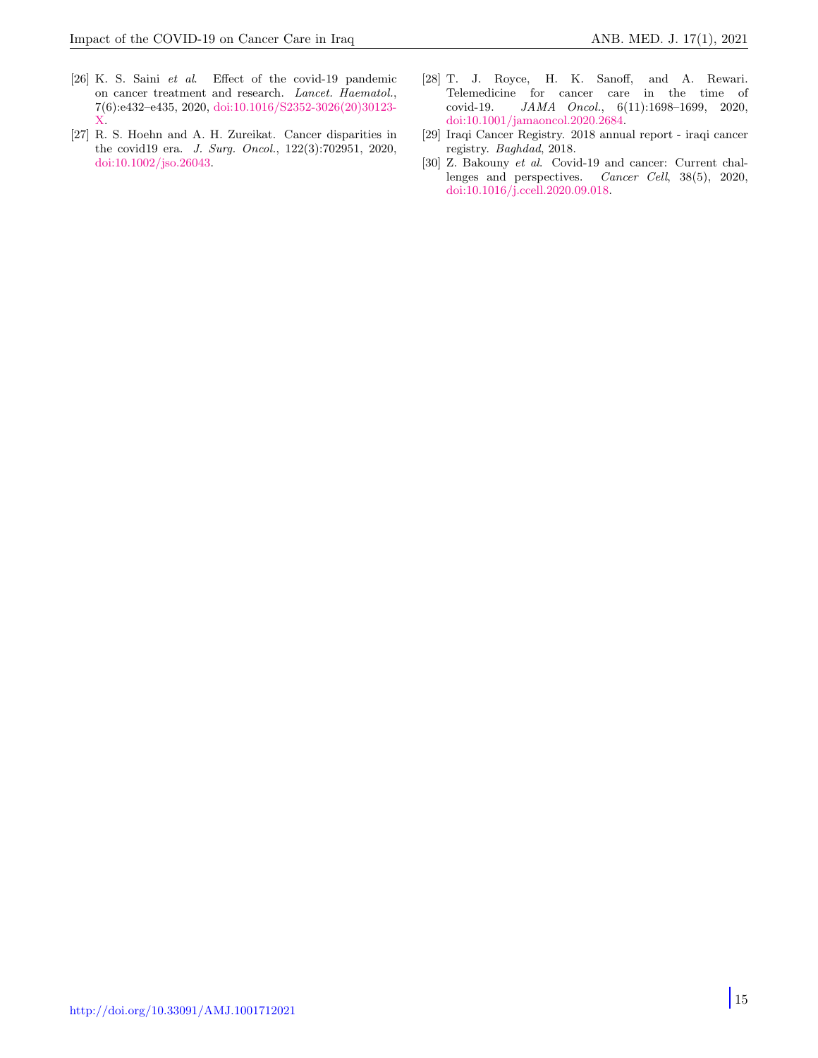[26] K. S. Saini *et al*. Effect of the covid-19 pandemic on cancer treatment and research. *Lancet. Haematol.*, 7(6):e432–e435, 2020, doi:10.1016/S2352-3026(20)30123-X.

[27] R. S. Hoehn and A. H. Zureikat. Cancer disparities in the covid19 era. *J. Surg. Oncol.*, 122(3):702951, 2020, doi:10.1002/jso.26043.

[28] T. J. Royce, H. K. Sanoff, and A. Rewari. Telemedicine for cancer care in the time of covid-19. *JAMA Oncol.*, 6(11):1698–1699, 2020, doi:10.1001/jamaoncol.2020.2684.

[29] Iraqi Cancer Registry. 2018 annual report - iraqi cancer registry. *Baghdad*, 2018.

[30] Z. Bakouny *et al*. Covid-19 and cancer: Current challenges and perspectives. *Cancer Cell*, 38(5), 2020, doi:10.1016/j.ccell.2020.09.018.